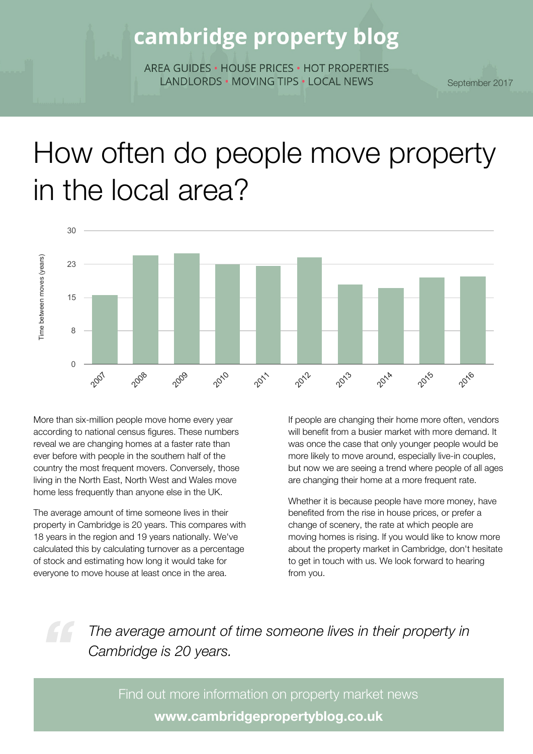# cambridge property blog

AREA GUIDES • HOUSE PRICES • HOT PROPERTIES
LANDLORDS • MOVING TIPS • LOCAL NEWS

September 2017

# How often do people move property in the local area?

More than six-million people move home every year according to national census figures. These numbers reveal we are changing homes at a faster rate than ever before with people in the southern half of the country the most frequent movers. Conversely, those living in the North East, North West and Wales move home less frequently than anyone else in the UK.

The average amount of time someone lives in their property in Cambridge is 20 years. This compares with 18 years in the region and 19 years nationally. We've calculated this by calculating turnover as a percentage of stock and estimating how long it would take for everyone to move house at least once in the area.

If people are changing their home more often, vendors will benefit from a busier market with more demand. It was once the case that only younger people would be more likely to move around, especially live-in couples, but now we are seeing a trend where people of all ages are changing their home at a more frequent rate.

Whether it is because people have more money, have benefited from the rise in house prices, or prefer a change of scenery, the rate at which people are moving homes is rising. If you would like to know more about the property market in Cambridge, don't hesitate to get in touch with us. We look forward to hearing from you.

> *The average amount of time someone lives in their property in Cambridge is 20 years.*

Find out more information on property market news

**www.cambridgepropertyblog.co.uk**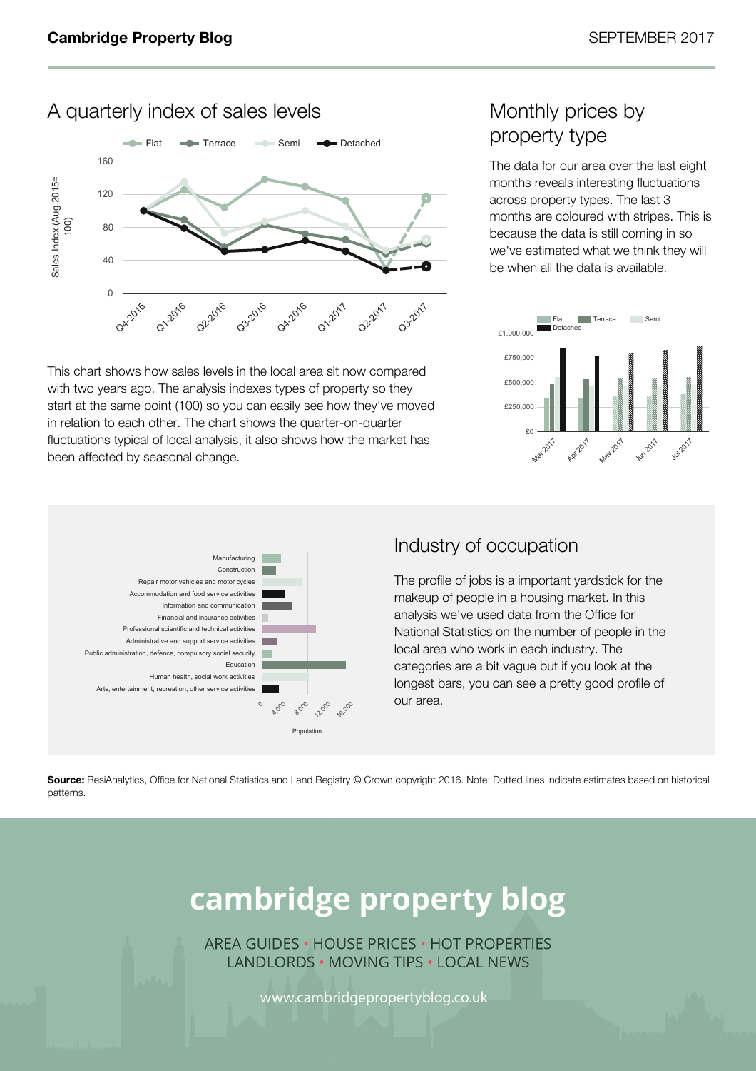## A quarterly index of sales levels

Flat · Terrace · Semi · Detached

Sales Index (Aug 2015= 100)

160
120
80
40
0

Q4-2015 Q1-2016 Q2-2016 Q3-2016 Q4-2016 Q1-2017 Q2-2017 Q3-2017

This chart shows how sales levels in the local area sit now compared with two years ago. The analysis indexes types of property so they start at the same point (100) so you can easily see how they've moved in relation to each other. The chart shows the quarter-on-quarter fluctuations typical of local analysis, it also shows how the market has been affected by seasonal change.

## Monthly prices by property type

The data for our area over the last eight months reveals interesting fluctuations across property types. The last 3 months are coloured with stripes. This is because the data is still coming in so we've estimated what we think they will be when all the data is available.

Flat · Terrace · Semi · Detached

£1,000,000
£750,000
£500,000
£250,000
£0

Mar 2017 Apr 2017 May 2017 Jun 2017 Jul 2017

Manufacturing
Construction
Repair motor vehicles and motor cycles
Accommodation and food service activities
Information and communication
Financial and insurance activities
Professional scientific and technical activities
Administrative and support service activities
Public administration, defence, compulsory social security
Education
Human health, social work activities
Arts, entertainment, recreation, other service activities

0 4,000 8,000 12,000 16,000

Population

## Industry of occupation

The profile of jobs is a important yardstick for the makeup of people in a housing market. In this analysis we've used data from the Office for National Statistics on the number of people in the local area who work in each industry. The categories are a bit vague but if you look at the longest bars, you can see a pretty good profile of our area.

**Source:** ResiAnalytics, Office for National Statistics and Land Registry © Crown copyright 2016. Note: Dotted lines indicate estimates based on historical patterns.

**cambridge property blog**

AREA GUIDES • HOUSE PRICES • HOT PROPERTIES
LANDLORDS • MOVING TIPS • LOCAL NEWS

www.cambridgepropertyblog.co.uk